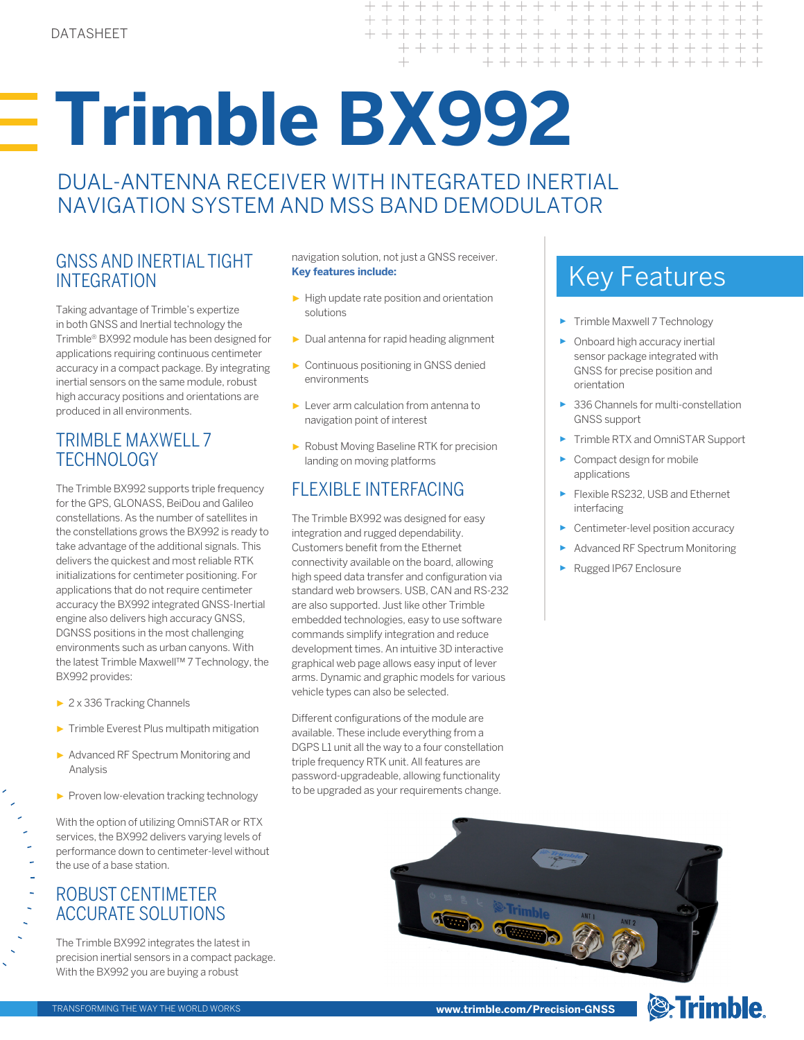DATASHEET

# Trimble BX992

## DUAL-ANTENNA RECEIVER WITH INTEGRATED INERTIAL NAVIGATION SYSTEM AND MSS BAND DEMODULATOR

### GNSS AND INERTIAL TIGHT INTEGRATION

Taking advantage of Trimble's expertize in both GNSS and Inertial technology the Trimble® BX992 module has been designed for applications requiring continuous centimeter accuracy in a compact package. By integrating inertial sensors on the same module, robust high accuracy positions and orientations are produced in all environments.

### TRIMBLE MAXWELL 7 TECHNOLOGY

The Trimble BX992 supports triple frequency for the GPS, GLONASS, BeiDou and Galileo constellations. As the number of satellites in the constellations grows the BX992 is ready to take advantage of the additional signals. This delivers the quickest and most reliable RTK initializations for centimeter positioning. For applications that do not require centimeter accuracy the BX992 integrated GNSS-Inertial engine also delivers high accuracy GNSS, DGNSS positions in the most challenging environments such as urban canyons. With the latest Trimble Maxwell™ 7 Technology, the BX992 provides:

- 2 x 336 Tracking Channels
- Trimble Everest Plus multipath mitigation
- Advanced RF Spectrum Monitoring and Analysis
- Proven low-elevation tracking technology

With the option of utilizing OmniSTAR or RTX services, the BX992 delivers varying levels of performance down to centimeter-level without the use of a base station.

### ROBUST CENTIMETER ACCURATE SOLUTIONS

The Trimble BX992 integrates the latest in precision inertial sensors in a compact package. With the BX992 you are buying a robust navigation solution, not just a GNSS receiver.

**Key features include:**

- High update rate position and orientation solutions
- Dual antenna for rapid heading alignment
- Continuous positioning in GNSS denied environments
- Lever arm calculation from antenna to navigation point of interest
- Robust Moving Baseline RTK for precision landing on moving platforms

### FLEXIBLE INTERFACING

The Trimble BX992 was designed for easy integration and rugged dependability. Customers benefit from the Ethernet connectivity available on the board, allowing high speed data transfer and configuration via standard web browsers. USB, CAN and RS-232 are also supported. Just like other Trimble embedded technologies, easy to use software commands simplify integration and reduce development times. An intuitive 3D interactive graphical web page allows easy input of lever arms. Dynamic and graphic models for various vehicle types can also be selected.

Different configurations of the module are available. These include everything from a DGPS L1 unit all the way to a four constellation triple frequency RTK unit. All features are password-upgradeable, allowing functionality to be upgraded as your requirements change.

## Key Features

- Trimble Maxwell 7 Technology
- Onboard high accuracy inertial sensor package integrated with GNSS for precise position and orientation
- 336 Channels for multi-constellation GNSS support
- Trimble RTX and OmniSTAR Support
- Compact design for mobile applications
- Flexible RS232, USB and Ethernet interfacing
- Centimeter-level position accuracy
- Advanced RF Spectrum Monitoring
- Rugged IP67 Enclosure

TRANSFORMING THE WAY THE WORLD WORKS

www.trimble.com/Precision-GNSS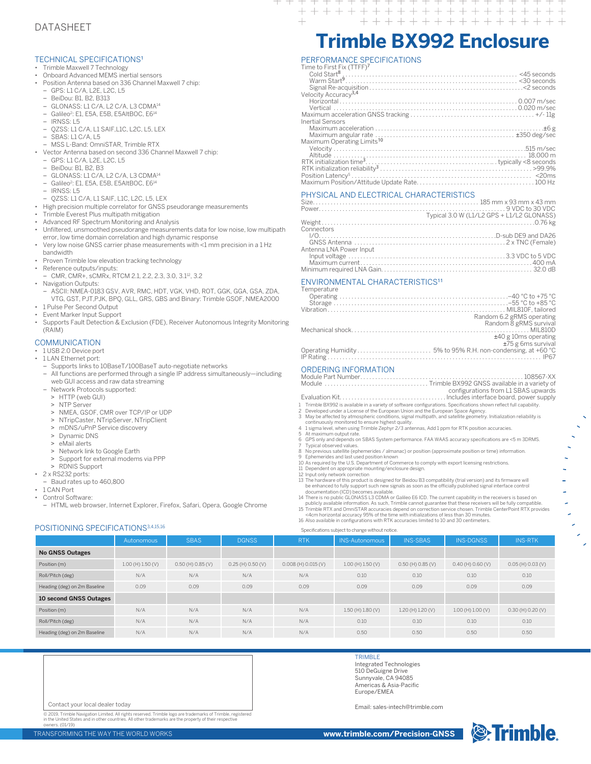DATASHEET

# Trimble BX992 Enclosure

## TECHNICAL SPECIFICATIONS[1]

- Trimble Maxwell 7 Technology
- Onboard Advanced MEMS inertial sensors
- Position Antenna based on 336 Channel Maxwell 7 chip:
  - GPS: L1 C/A, L2E, L2C, L5
  - BeiDou: B1, B2, B313
  - GLONASS: L1 C/A, L2 C/A, L3 CDMA[14]
  - Galileo[2]: E1, E5A, E5B, E5AltBOC, E6[14]
  - IRNSS: L5
  - QZSS: L1 C/A, L1 SAIF,L1C, L2C, L5, LEX
  - SBAS: L1 C/A, L5
  - MSS L-Band: OmniSTAR, Trimble RTX
- Vector Antenna based on second 336 Channel Maxwell 7 chip:
  - GPS: L1 C/A, L2E, L2C, L5
  - BeiDou: B1, B2, B3
  - GLONASS: L1 C/A, L2 C/A, L3 CDMA[14]
  - Galileo[2]: E1, E5A, E5B, E5AltBOC, E6[14]
  - IRNSS: L5
  - QZSS: L1 C/A, L1 SAIF, L1C, L2C, L5, LEX
- High precision multiple correlator for GNSS pseudorange measurements
- Trimble Everest Plus multipath mitigation
- Advanced RF Spectrum Monitoring and Analysis
- Unfiltered, unsmoothed pseudorange measurements data for low noise, low multipath error, low time domain correlation and high dynamic response
- Very low noise GNSS carrier phase measurements with <1 mm precision in a 1 Hz bandwidth
- Proven Trimble low elevation tracking technology
- Reference outputs/inputs:
  - CMR, CMR+, sCMRx, RTCM 2.1, 2.2, 2.3, 3.0, 3.1[12], 3.2
- Navigation Outputs:
  - ASCII: NMEA-0183 GSV, AVR, RMC, HDT, VGK, VHD, ROT, GGK, GGA, GSA, ZDA, VTG, GST, PJT,PJK, BPQ, GLL, GRS, GBS and Binary: Trimble GSOF, NMEA2000
- 1 Pulse Per Second Output
- Event Marker Input Support
- Supports Fault Detection & Exclusion (FDE), Receiver Autonomous Integrity Monitoring (RAIM)

## COMMUNICATION

- 1 USB 2.0 Device port
- 1 LAN Ethernet port:
  - Supports links to 10BaseT/100BaseT auto-negotiate networks
  - All functions are performed through a single IP address simultaneously—including web GUI access and raw data streaming
  - Network Protocols supported:
    - > HTTP (web GUI)
    - > NTP Server
    - > NMEA, GSOF, CMR over TCP/IP or UDP
    - > NTripCaster, NTripServer, NTripClient
    - > mDNS/uPnP Service discovery
    - > Dynamic DNS
    - > eMail alerts
    - > Network link to Google Earth
    - > Support for external modems via PPP
    - > RDNIS Support
- 2 x RS232 ports:
  - Baud rates up to 460,800
- 1 CAN Port
- Control Software:
  - HTML web browser, Internet Explorer, Firefox, Safari, Opera, Google Chrome

## PERFORMANCE SPECIFICATIONS

Time to First Fix (TTFF)[7]
- Cold Start[8] .......... <45 seconds
- Warm Start[9] .......... <30 seconds
- Signal Re-acquisition .......... <2 seconds

Velocity Accuracy[3,4]
- Horizontal .......... 0.007 m/sec
- Vertical .......... 0.020 m/sec

Maximum acceleration GNSS tracking .......... +/- 11g

Inertial Sensors
- Maximum acceleration .......... ±6 g
- Maximum angular rate .......... ±350 deg/sec

Maximum Operating Limits[10]
- Velocity .......... 515 m/sec
- Altitude .......... 18,000 m

RTK initialization time[3] .......... typically <8 seconds
RTK initialization reliability[3] .......... >99.9%
Position Latency[5] .......... <20ms
Maximum Position/Attitude Update Rate .......... 100 Hz

## PHYSICAL AND ELECTRICAL CHARACTERISTICS

Size .......... 185 mm x 93 mm x 43 mm
Power .......... 9 VDC to 30 VDC
Typical 3.0 W (L1/L2 GPS + L1/L2 GLONASS)
Weight .......... 0.76 kg

Connectors
- I/O .......... D-sub DE9 and DA26
- GNSS Antenna .......... 2 x TNC (Female)

Antenna LNA Power Input
- Input voltage .......... 3.3 VDC to 5 VDC
- Maximum current .......... 400 mA

Minimum required LNA Gain .......... 32.0 dB

## ENVIRONMENTAL CHARACTERISTICS[11]

Temperature
- Operating .......... –40 °C to +75 °C
- Storage .......... –55 °C to +85 °C

Vibration .......... MIL810F, tailored
Random 6.2 gRMS operating
Random 8 gRMS survival
Mechanical shock .......... MIL810D
±40 g 10ms operating
±75 g 6ms survival
Operating Humidity .......... 5% to 95% R.H. non-condensing, at +60 °C
IP Rating .......... IP67

## ORDERING INFORMATION

Module Part Number .......... 108567-XX
Module .......... Trimble BX992 GNSS available in a variety of configurations from L1 SBAS upwards
Evaluation Kit .......... Includes interface board, power supply

1 Trimble BX992 is available in a variety of software configurations. Specifications shown reflect full capability.
2 Developed under a License of the European Union and the European Space Agency.
3 May be affected by atmospheric conditions, signal multipath, and satellite geometry. Initialization reliability is continuously monitored to ensure highest quality.
4 1 sigma level, when using Trimble Zephyr 2/3 antennas. Add 1 ppm for RTK position accuracies.
5 At maximum output rate.
6 GPS only and depends on SBAS System performance. FAA WAAS accuracy specifications are <5 m 3DRMS.
7 Typical observed values.
8 No previous satellite (ephemerides / almanac) or position (approximate position or time) information.
9 Ephemerides and last used position known
10 As required by the U.S. Department of Commerce to comply with export licensing restrictions.
11 Dependent on appropriate mounting/enclosure design.
12 Input only network correction
13 The hardware of this product is designed for Beidou B3 compatibility (trial version) and its firmware will be enhanced to fully support such new signals as soon as the officially published signal interface control documentation (ICD) becomes available.
14 There is no public GLONASS L3 CDMA or Galileo E6 ICD. The current capability in the receivers is based on publicly available information. As such, Trimble cannot guarantee that these receivers will be fully compatible.
15 Trimble RTX and OmniSTAR accuracies depend on correction service chosen. Trimble CenterPoint RTX provides <4cm horizontal accuracy 95% of the time with initializations of less than 30 minutes.
16 Also available in configurations with RTK accuracies limited to 10 and 30 centimeters.

Specifications subject to change without notice.

## POSITIONING SPECIFICATIONS[3,4,15,16]

| | Autonomous | SBAS | DGNSS | RTK | INS-Autonomous | INS-SBAS | INS-DGNSS | INS-RTK |
|---|---|---|---|---|---|---|---|---|
| **No GNSS Outages** | | | | | | | | |
| Position (m) | 1.00 (H) 1.50 (V) | 0.50 (H) 0.85 (V) | 0.25 (H) 0.50 (V) | 0.008 (H) 0.015 (V) | 1.00 (H) 1.50 (V) | 0.50 (H) 0.85 (V) | 0.40 (H) 0.60 (V) | 0.05 (H) 0.03 (V) |
| Roll/Pitch (deg) | N/A | N/A | N/A | N/A | 0.10 | 0.10 | 0.10 | 0.10 |
| Heading (deg) on 2m Baseline | 0.09 | 0.09 | 0.09 | 0.09 | 0.09 | 0.09 | 0.09 | 0.09 |
| **10 second GNSS Outages** | | | | | | | | |
| Position (m) | N/A | N/A | N/A | N/A | 1.50 (H) 1.80 (V) | 1.20 (H) 1.20 (V) | 1.00 (H) 1.00 (V) | 0.30 (H) 0.20 (V) |
| Roll/Pitch (deg) | N/A | N/A | N/A | N/A | 0.10 | 0.10 | 0.10 | 0.10 |
| Heading (deg) on 2m Baseline | N/A | N/A | N/A | N/A | 0.50 | 0.50 | 0.50 | 0.50 |

Contact your local dealer today

© 2019, Trimble Navigation Limited. All rights reserved. Trimble logo are trademarks of Trimble, registered in the United States and in other countries. All other trademarks are the property of their respective owners. (01/19)

TRIMBLE
Integrated Technologies
510 DeGuigne Drive
Sunnyvale, CA 94085
Americas & Asia-Pacific
Europe/EMEA

Email: sales-intech@trimble.com

TRANSFORMING THE WAY THE WORLD WORKS

www.trimble.com/Precision-GNSS